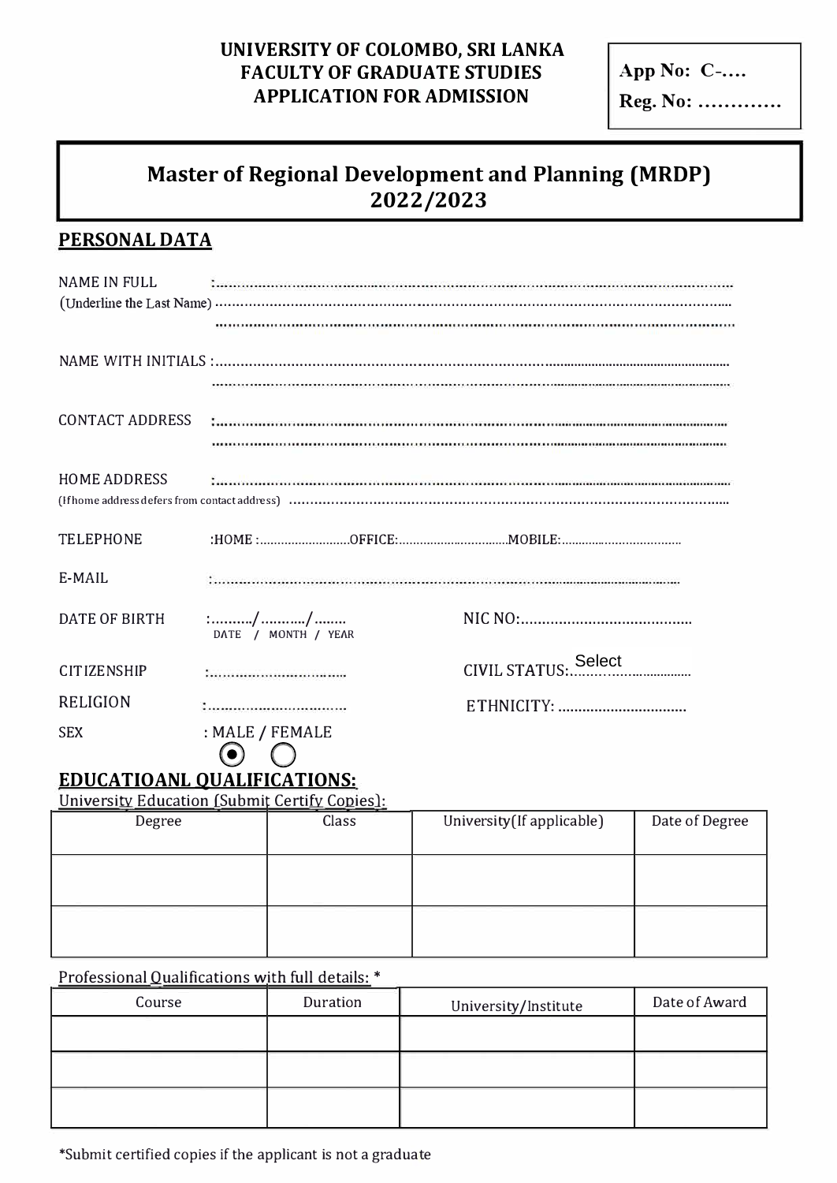**UNIVERSITY OF COLOMBO, SRI LANKA**
**FACULTY OF GRADUATE STUDIES**
**APPLICATION FOR ADMISSION**

**App No: C-....**
**Reg. No: ............**

# Master of Regional Development and Planning (MRDP) 2022/2023

## PERSONAL DATA

NAME IN FULL :.........................................................................................................
(Underline the Last Name) .........................................................................................................
.........................................................................................................

NAME WITH INITIALS :.........................................................................................................
.........................................................................................................

CONTACT ADDRESS :.........................................................................................................
.........................................................................................................

HOME ADDRESS :.........................................................................................................
(If home address defers from contact address) .........................................................................................................

TELEPHONE :HOME :..........................OFFICE:...............................MOBILE:..................................

E-MAIL :.........................................................................................................

DATE OF BIRTH :........../.........../........ NIC NO:........................................
DATE / MONTH / YEAR

CITIZENSHIP :................................ CIVIL STATUS: Select

RELIGION :................................ ETHNICITY: ...............................

SEX : MALE / FEMALE

◉ ○

## EDUCATIOANL QUALIFICATIONS:

University Education (Submit Certify Copies):

| Degree | Class | University(If applicable) | Date of Degree |
|---|---|---|---|
| | | | |
| | | | |

Professional Qualifications with full details: *

| Course | Duration | University/Institute | Date of Award |
|---|---|---|---|
| | | | |
| | | | |
| | | | |

*Submit certified copies if the applicant is not a graduate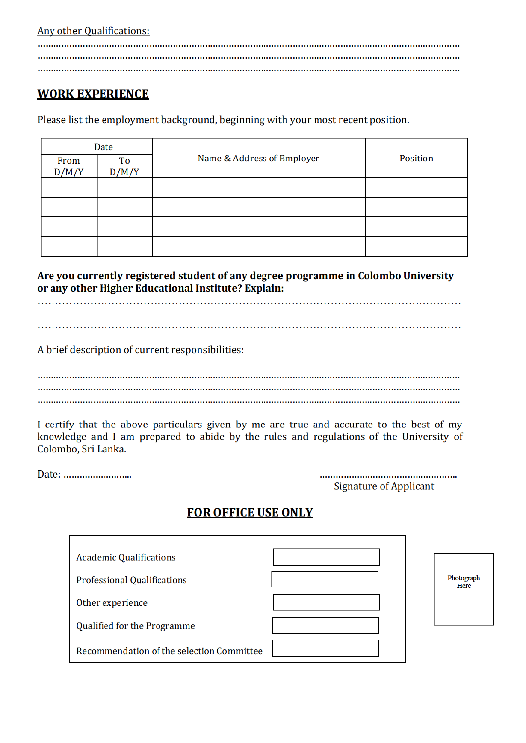Any other Qualifications:

………………………………………………………………………………………………………………………………
………………………………………………………………………………………………………………………………
………………………………………………………………………………………………………………………………

## WORK EXPERIENCE

Please list the employment background, beginning with your most recent position.

| Date | | Name & Address of Employer | Position |
|---|---|---|---|
| From D/M/Y | To D/M/Y | | |
| | | | |
| | | | |
| | | | |
| | | | |

**Are you currently registered student of any degree programme in Colombo University or any other Higher Educational Institute? Explain:**

………………………………………………………………………………………………………………………………
………………………………………………………………………………………………………………………………
………………………………………………………………………………………………………………………………

A brief description of current responsibilities:

………………………………………………………………………………………………………………………………
………………………………………………………………………………………………………………………………
………………………………………………………………………………………………………………………………

I certify that the above particulars given by me are true and accurate to the best of my knowledge and I am prepared to abide by the rules and regulations of the University of Colombo, Sri Lanka.

Date: ……………………… ………………………………………………
Signature of Applicant

## FOR OFFICE USE ONLY

| | |
|---|---|
| Academic Qualifications | |
| Professional Qualifications | |
| Other experience | |
| Qualified for the Programme | |
| Recommendation of the selection Committee | |

Photograph Here